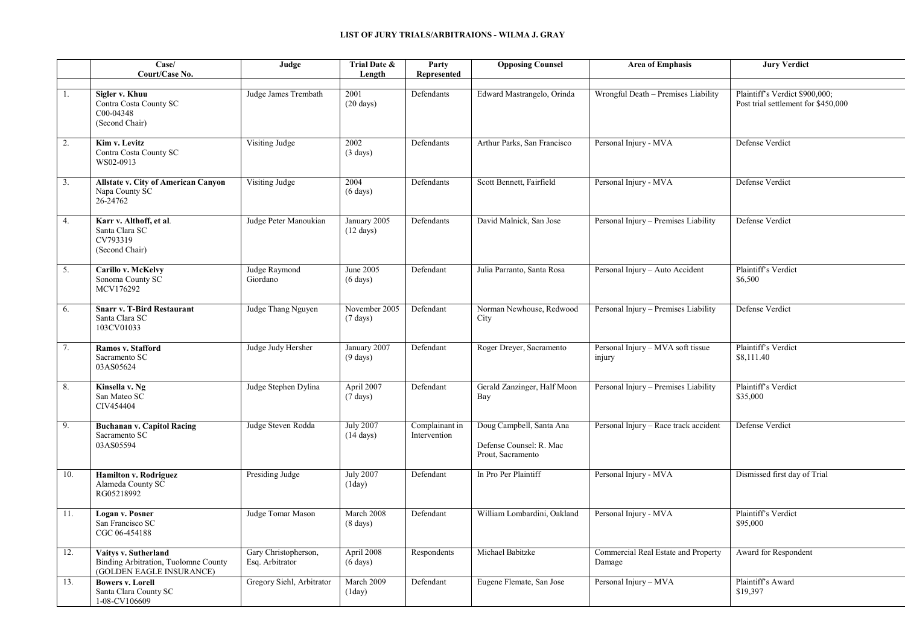**LIST OF JURY TRIALS/ARBITRAIONS - WILMA J. GRAY**

| | Case/ Court/Case No. | Judge | Trial Date & Length | Party Represented | Opposing Counsel | Area of Emphasis | Jury Verdict |
|---|---|---|---|---|---|---|---|
| 1. | **Sigler v. Khuu**<br>Contra Costa County SC<br>C00-04348<br>(Second Chair) | Judge James Trembath | 2001<br>(20 days) | Defendants | Edward Mastrangelo, Orinda | Wrongful Death – Premises Liability | Plaintiff's Verdict $900,000;<br>Post trial settlement for $450,000 |
| 2. | **Kim v. Levitz**<br>Contra Costa County SC<br>WS02-0913 | Visiting Judge | 2002<br>(3 days) | Defendants | Arthur Parks, San Francisco | Personal Injury - MVA | Defense Verdict |
| 3. | **Allstate v. City of American Canyon**<br>Napa County SC<br>26-24762 | Visiting Judge | 2004<br>(6 days) | Defendants | Scott Bennett, Fairfield | Personal Injury - MVA | Defense Verdict |
| 4. | **Karr v. Althoff, et al**.<br>Santa Clara SC<br>CV793319<br>(Second Chair) | Judge Peter Manoukian | January 2005<br>(12 days) | Defendants | David Malnick, San Jose | Personal Injury – Premises Liability | Defense Verdict |
| 5. | **Carillo v. McKelvy**<br>Sonoma County SC<br>MCV176292 | Judge Raymond Giordano | June 2005<br>(6 days) | Defendant | Julia Parranto, Santa Rosa | Personal Injury – Auto Accident | Plaintiff's Verdict<br>$6,500 |
| 6. | **Snarr v. T-Bird Restaurant**<br>Santa Clara SC<br>103CV01033 | Judge Thang Nguyen | November 2005<br>(7 days) | Defendant | Norman Newhouse, Redwood City | Personal Injury – Premises Liability | Defense Verdict |
| 7. | **Ramos v. Stafford**<br>Sacramento SC<br>03AS05624 | Judge Judy Hersher | January 2007<br>(9 days) | Defendant | Roger Dreyer, Sacramento | Personal Injury – MVA soft tissue injury | Plaintiff's Verdict<br>$8,111.40 |
| 8. | **Kinsella v. Ng**<br>San Mateo SC<br>CIV454404 | Judge Stephen Dylina | April 2007<br>(7 days) | Defendant | Gerald Zanzinger, Half Moon Bay | Personal Injury – Premises Liability | Plaintiff's Verdict<br>$35,000 |
| 9. | **Buchanan v. Capitol Racing**<br>Sacramento SC<br>03AS05594 | Judge Steven Rodda | July 2007<br>(14 days) | Complainant in Intervention | Doug Campbell, Santa Ana<br><br>Defense Counsel: R. Mac Prout, Sacramento | Personal Injury – Race track accident | Defense Verdict |
| 10. | **Hamilton v. Rodriguez**<br>Alameda County SC<br>RG05218992 | Presiding Judge | July 2007<br>(1day) | Defendant | In Pro Per Plaintiff | Personal Injury - MVA | Dismissed first day of Trial |
| 11. | **Logan v. Posner**<br>San Francisco SC<br>CGC 06-454188 | Judge Tomar Mason | March 2008<br>(8 days) | Defendant | William Lombardini, Oakland | Personal Injury - MVA | Plaintiff's Verdict<br>$95,000 |
| 12. | **Vaitys v. Sutherland**<br>Binding Arbitration, Tuolomne County<br>(GOLDEN EAGLE INSURANCE) | Gary Christopherson, Esq. Arbitrator | April 2008<br>(6 days) | Respondents | Michael Babitzke | Commercial Real Estate and Property Damage | Award for Respondent |
| 13. | **Bowers v. Lorell**<br>Santa Clara County SC<br>1-08-CV106609 | Gregory Siehl, Arbitrator | March 2009<br>(1day) | Defendant | Eugene Flemate, San Jose | Personal Injury – MVA | Plaintiff's Award<br>$19,397 |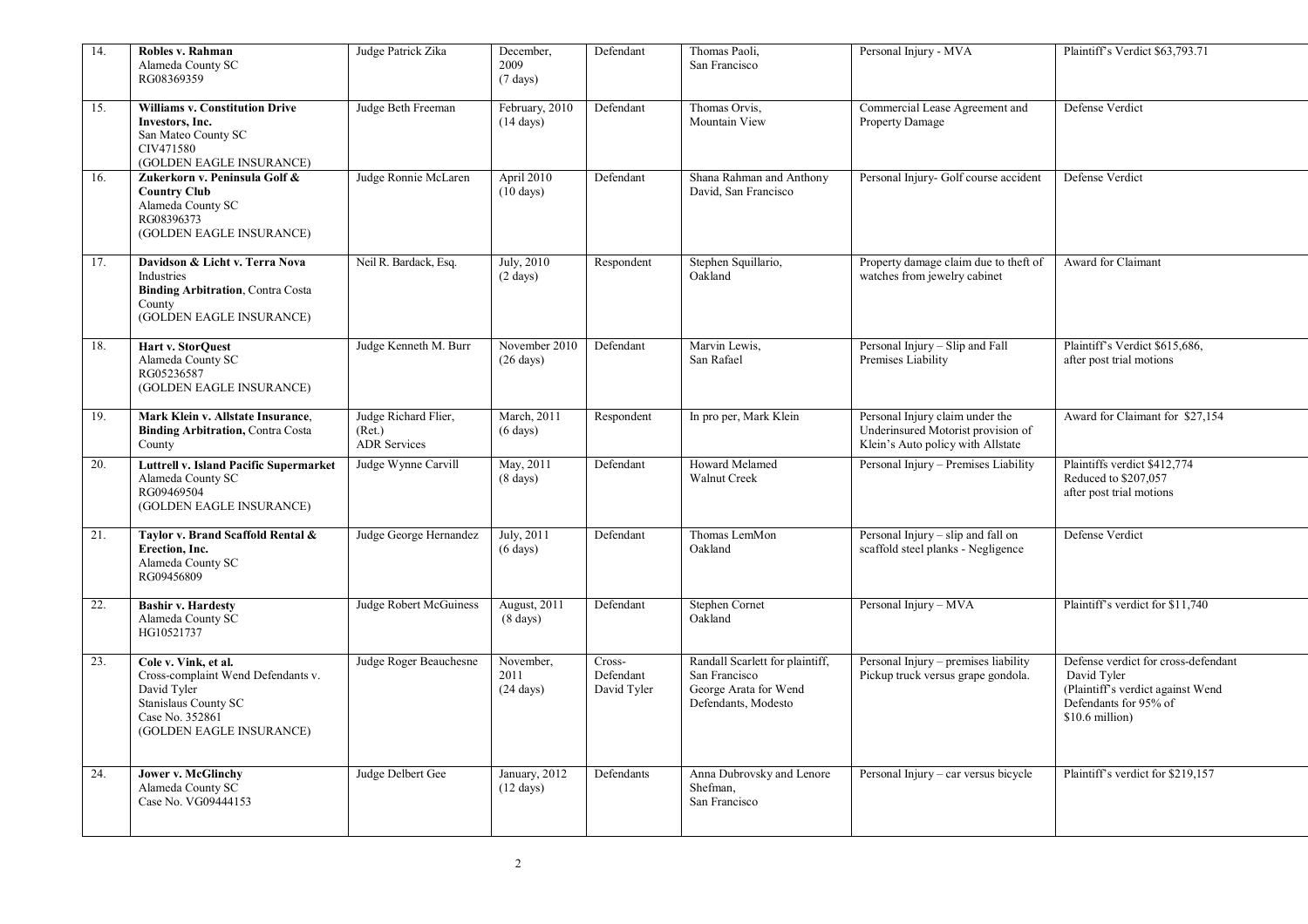| 14. | **Robles v. Rahman**<br>Alameda County SC<br>RG08369359 | Judge Patrick Zika | December, 2009<br>(7 days) | Defendant | Thomas Paoli,<br>San Francisco | Personal Injury - MVA | Plaintiff's Verdict $63,793.71 |
|---|---|---|---|---|---|---|---|
| 15. | **Williams v. Constitution Drive Investors, Inc.**<br>San Mateo County SC<br>CIV471580<br>(GOLDEN EAGLE INSURANCE) | Judge Beth Freeman | February, 2010<br>(14 days) | Defendant | Thomas Orvis,<br>Mountain View | Commercial Lease Agreement and Property Damage | Defense Verdict |
| 16. | **Zukerkorn v. Peninsula Golf & Country Club**<br>Alameda County SC<br>RG08396373<br>(GOLDEN EAGLE INSURANCE) | Judge Ronnie McLaren | April 2010<br>(10 days) | Defendant | Shana Rahman and Anthony David, San Francisco | Personal Injury- Golf course accident | Defense Verdict |
| 17. | **Davidson & Licht v. Terra Nova** Industries<br>**Binding Arbitration**, Contra Costa County<br>(GOLDEN EAGLE INSURANCE) | Neil R. Bardack, Esq. | July, 2010<br>(2 days) | Respondent | Stephen Squillario,<br>Oakland | Property damage claim due to theft of watches from jewelry cabinet | Award for Claimant |
| 18. | **Hart v. StorQuest**<br>Alameda County SC<br>RG05236587<br>(GOLDEN EAGLE INSURANCE) | Judge Kenneth M. Burr | November 2010<br>(26 days) | Defendant | Marvin Lewis,<br>San Rafael | Personal Injury – Slip and Fall Premises Liability | Plaintiff's Verdict $615,686, after post trial motions |
| 19. | **Mark Klein v. Allstate Insurance**, **Binding Arbitration,** Contra Costa County | Judge Richard Flier, (Ret.)<br>ADR Services | March, 2011<br>(6 days) | Respondent | In pro per, Mark Klein | Personal Injury claim under the Underinsured Motorist provision of Klein's Auto policy with Allstate | Award for Claimant for $27,154 |
| 20. | **Luttrell v. Island Pacific Supermarket**<br>Alameda County SC<br>RG09469504<br>(GOLDEN EAGLE INSURANCE) | Judge Wynne Carvill | May, 2011<br>(8 days) | Defendant | Howard Melamed<br>Walnut Creek | Personal Injury – Premises Liability | Plaintiffs verdict $412,774<br>Reduced to $207,057<br>after post trial motions |
| 21. | **Taylor v. Brand Scaffold Rental & Erection, Inc.**<br>Alameda County SC<br>RG09456809 | Judge George Hernandez | July, 2011<br>(6 days) | Defendant | Thomas LemMon<br>Oakland | Personal Injury – slip and fall on scaffold steel planks - Negligence | Defense Verdict |
| 22. | **Bashir v. Hardesty**<br>Alameda County SC<br>HG10521737 | Judge Robert McGuiness | August, 2011<br>(8 days) | Defendant | Stephen Cornet<br>Oakland | Personal Injury – MVA | Plaintiff's verdict for $11,740 |
| 23. | **Cole v. Vink, et al.**<br>Cross-complaint Wend Defendants v. David Tyler<br>Stanislaus County SC<br>Case No. 352861<br>(GOLDEN EAGLE INSURANCE) | Judge Roger Beauchesne | November, 2011<br>(24 days) | Cross-Defendant David Tyler | Randall Scarlett for plaintiff, San Francisco<br>George Arata for Wend Defendants, Modesto | Personal Injury – premises liability Pickup truck versus grape gondola. | Defense verdict for cross-defendant David Tyler<br>(Plaintiff's verdict against Wend Defendants for 95% of $10.6 million) |
| 24. | **Jower v. McGlinchy**<br>Alameda County SC<br>Case No. VG09444153 | Judge Delbert Gee | January, 2012<br>(12 days) | Defendants | Anna Dubrovsky and Lenore Shefman,<br>San Francisco | Personal Injury – car versus bicycle | Plaintiff's verdict for $219,157 |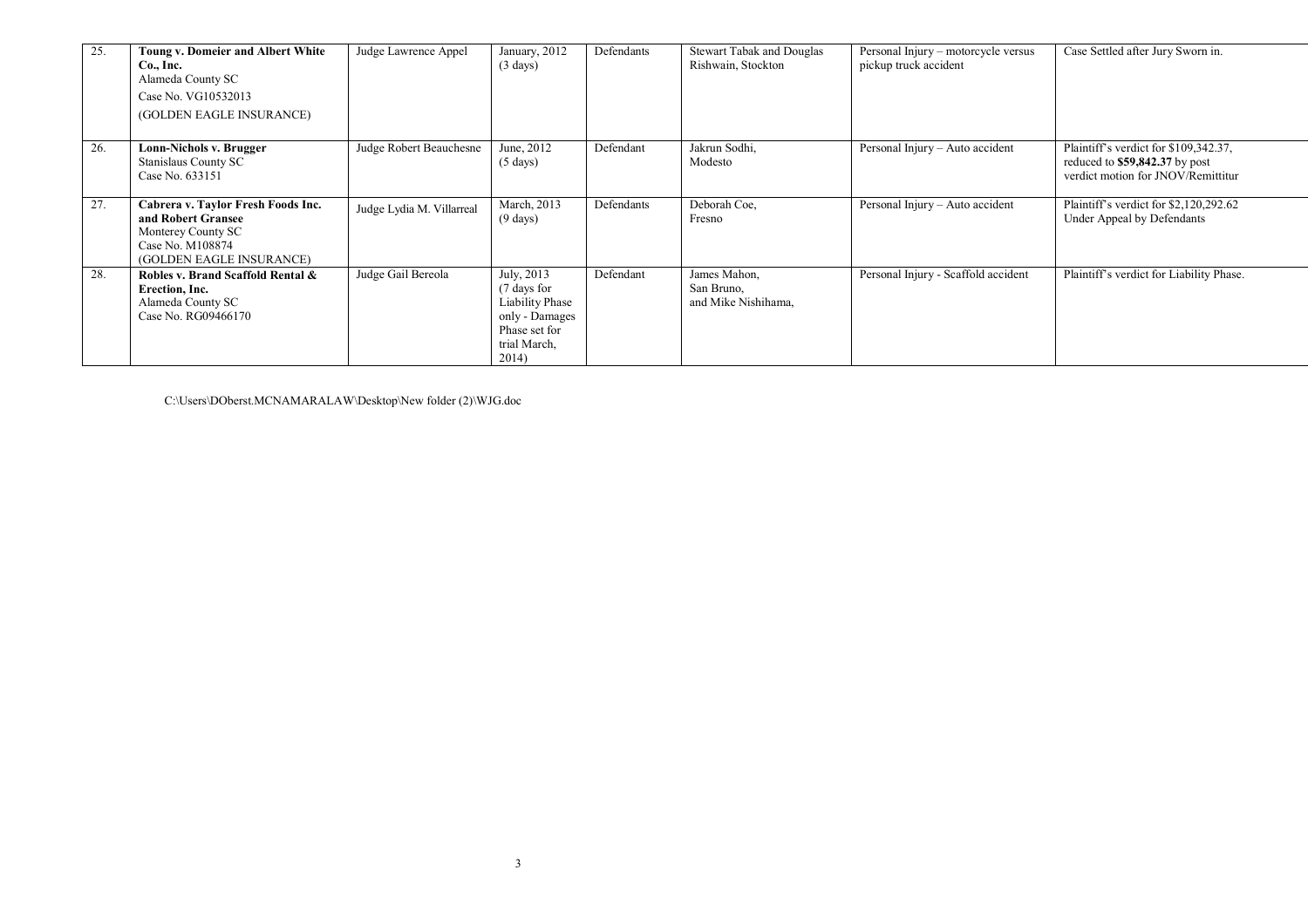| | | | | | | | |
|---|---|---|---|---|---|---|---|
| 25. | **Toung v. Domeier and Albert White Co., Inc.**<br>Alameda County SC<br>Case No. VG10532013<br>(GOLDEN EAGLE INSURANCE) | Judge Lawrence Appel | January, 2012<br>(3 days) | Defendants | Stewart Tabak and Douglas Rishwain, Stockton | Personal Injury – motorcycle versus pickup truck accident | Case Settled after Jury Sworn in. |
| 26. | **Lonn-Nichols v. Brugger**<br>Stanislaus County SC<br>Case No. 633151 | Judge Robert Beauchesne | June, 2012<br>(5 days) | Defendant | Jakrun Sodhi,<br>Modesto | Personal Injury – Auto accident | Plaintiff's verdict for $109,342.37, reduced to **$59,842.37** by post verdict motion for JNOV/Remittitur |
| 27. | **Cabrera v. Taylor Fresh Foods Inc. and Robert Gransee**<br>Monterey County SC<br>Case No. M108874<br>(GOLDEN EAGLE INSURANCE) | Judge Lydia M. Villarreal | March, 2013<br>(9 days) | Defendants | Deborah Coe,<br>Fresno | Personal Injury – Auto accident | Plaintiff's verdict for $2,120,292.62 Under Appeal by Defendants |
| 28. | **Robles v. Brand Scaffold Rental & Erection, Inc.**<br>Alameda County SC<br>Case No. RG09466170 | Judge Gail Bereola | July, 2013<br>(7 days for Liability Phase only - Damages Phase set for trial March, 2014) | Defendant | James Mahon,<br>San Bruno,<br>and Mike Nishihama, | Personal Injury - Scaffold accident | Plaintiff's verdict for Liability Phase. |

C:\Users\DOberst.MCNAMARALAW\Desktop\New folder (2)\WJG.doc